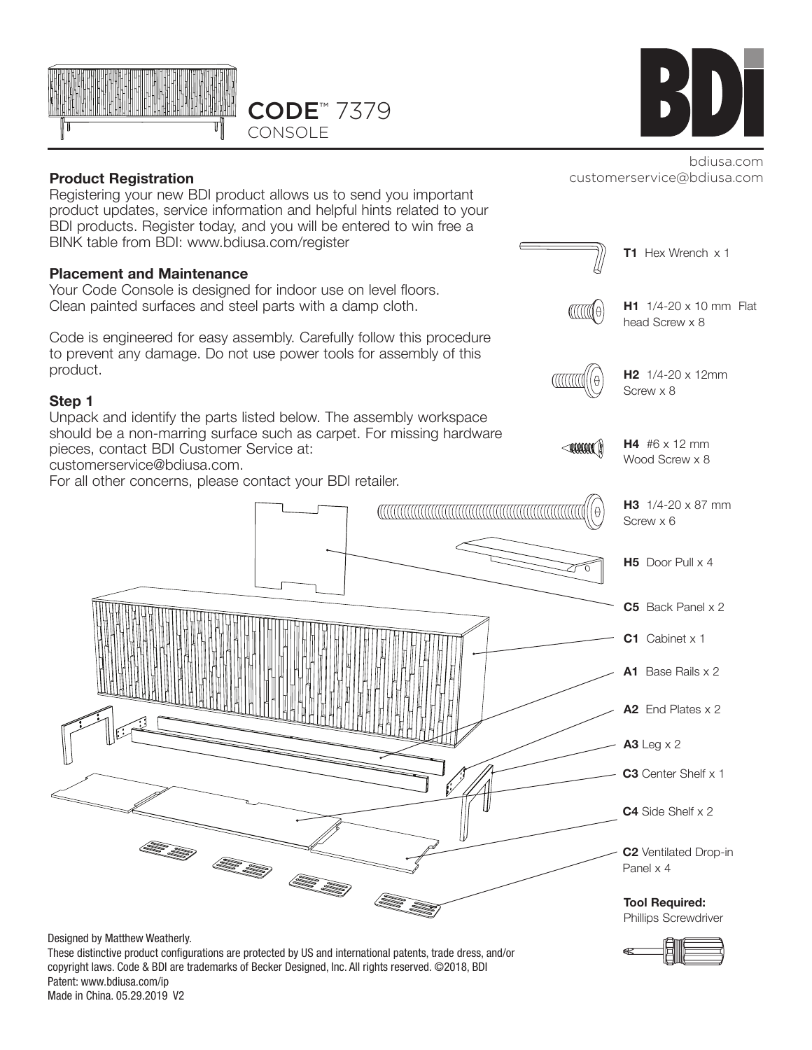# CODE™ 7379 CONSOLE

BDI

bdiusa.com
customerservice@bdiusa.com

**Product Registration**
Registering your new BDI product allows us to send you important product updates, service information and helpful hints related to your BDI products. Register today, and you will be entered to win free a BINK table from BDI: www.bdiusa.com/register

**Placement and Maintenance**
Your Code Console is designed for indoor use on level floors. Clean painted surfaces and steel parts with a damp cloth.

Code is engineered for easy assembly. Carefully follow this procedure to prevent any damage. Do not use power tools for assembly of this product.

**Step 1**
Unpack and identify the parts listed below. The assembly workspace should be a non-marring surface such as carpet. For missing hardware pieces, contact BDI Customer Service at: customerservice@bdiusa.com.
For all other concerns, please contact your BDI retailer.

**T1** Hex Wrench x 1

**H1** 1/4-20 x 10 mm Flat head Screw x 8

**H2** 1/4-20 x 12mm Screw x 8

**H4** #6 x 12 mm Wood Screw x 8

**H3** 1/4-20 x 87 mm Screw x 6

**H5** Door Pull x 4

**C5** Back Panel x 2

**C1** Cabinet x 1

**A1** Base Rails x 2

**A2** End Plates x 2

**A3** Leg x 2

**C3** Center Shelf x 1

**C4** Side Shelf x 2

**C2** Ventilated Drop-in Panel x 4

**Tool Required:**
Phillips Screwdriver

Designed by Matthew Weatherly.
These distinctive product configurations are protected by US and international patents, trade dress, and/or copyright laws. Code & BDI are trademarks of Becker Designed, Inc. All rights reserved. ©2018, BDI
Patent: www.bdiusa.com/ip
Made in China. 05.29.2019 V2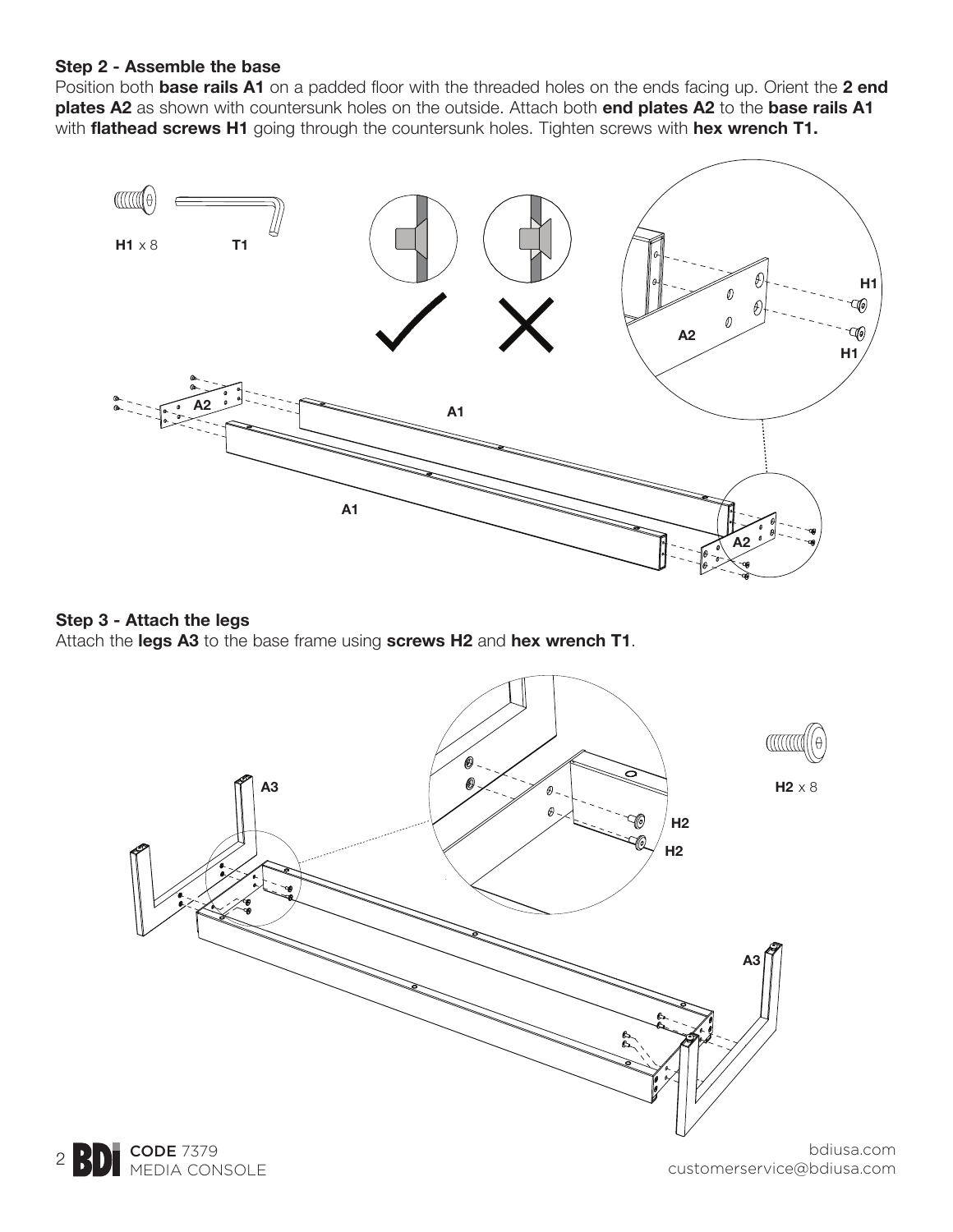### Step 2 - Assemble the base

Position both **base rails A1** on a padded floor with the threaded holes on the ends facing up. Orient the **2 end plates A2** as shown with countersunk holes on the outside. Attach both **end plates A2** to the **base rails A1** with **flathead screws H1** going through the countersunk holes. Tighten screws with **hex wrench T1.**

**H1** x 8 **T1**

### Step 3 - Attach the legs

Attach the **legs A3** to the base frame using **screws H2** and **hex wrench T1**.

**H2** x 8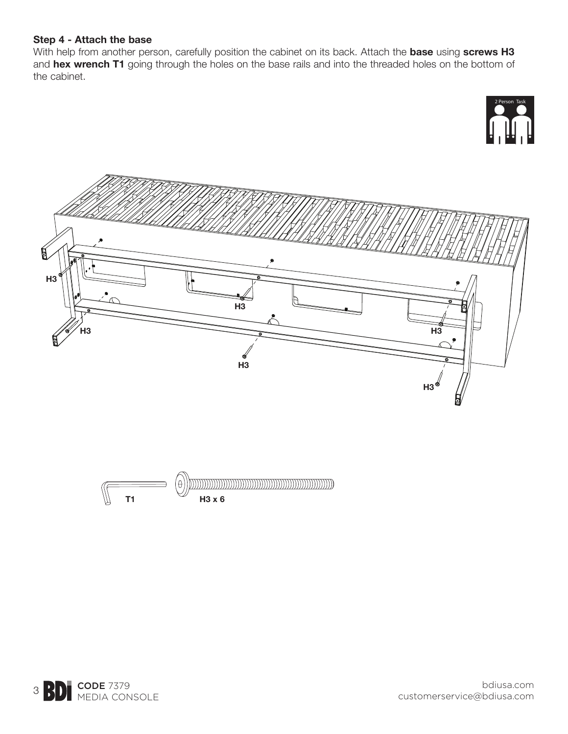## Step 4 - Attach the base

With help from another person, carefully position the cabinet on its back. Attach the **base** using **screws H3** and **hex wrench T1** going through the holes on the base rails and into the threaded holes on the bottom of the cabinet.

2 Person Task

H3

H3

H3

H3

H3

H3

T1

H3 x 6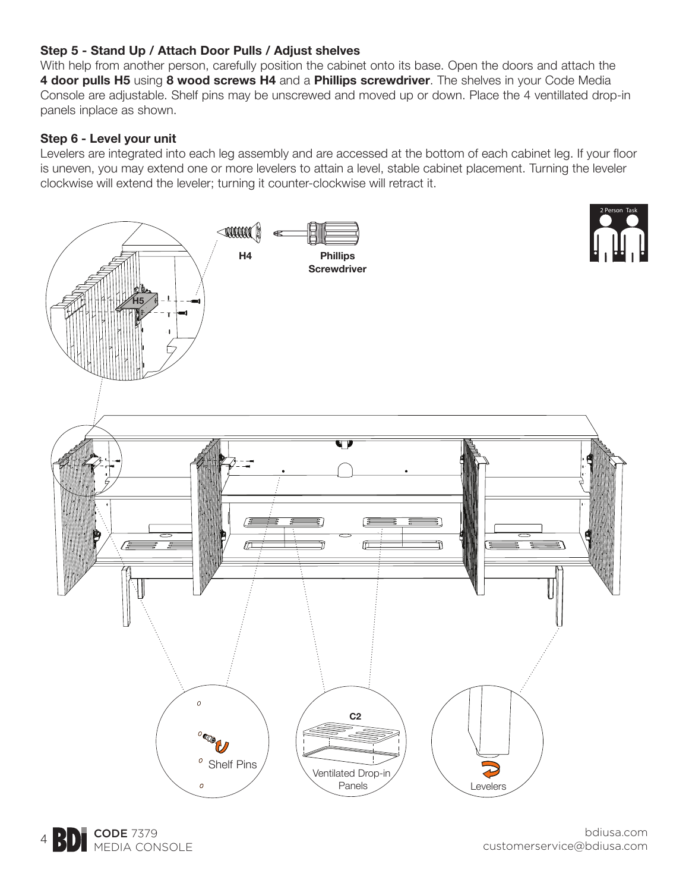### Step 5 - Stand Up / Attach Door Pulls / Adjust shelves

With help from another person, carefully position the cabinet onto its base. Open the doors and attach the **4 door pulls H5** using **8 wood screws H4** and a **Phillips screwdriver**. The shelves in your Code Media Console are adjustable. Shelf pins may be unscrewed and moved up or down. Place the 4 ventillated drop-in panels inplace as shown.

### Step 6 - Level your unit

Levelers are integrated into each leg assembly and are accessed at the bottom of each cabinet leg. If your floor is uneven, you may extend one or more levelers to attain a level, stable cabinet placement. Turning the leveler clockwise will extend the leveler; turning it counter-clockwise will retract it.

H4

Phillips Screwdriver

2 Person Task

H5

Shelf Pins

C2

Ventilated Drop-in Panels

Levelers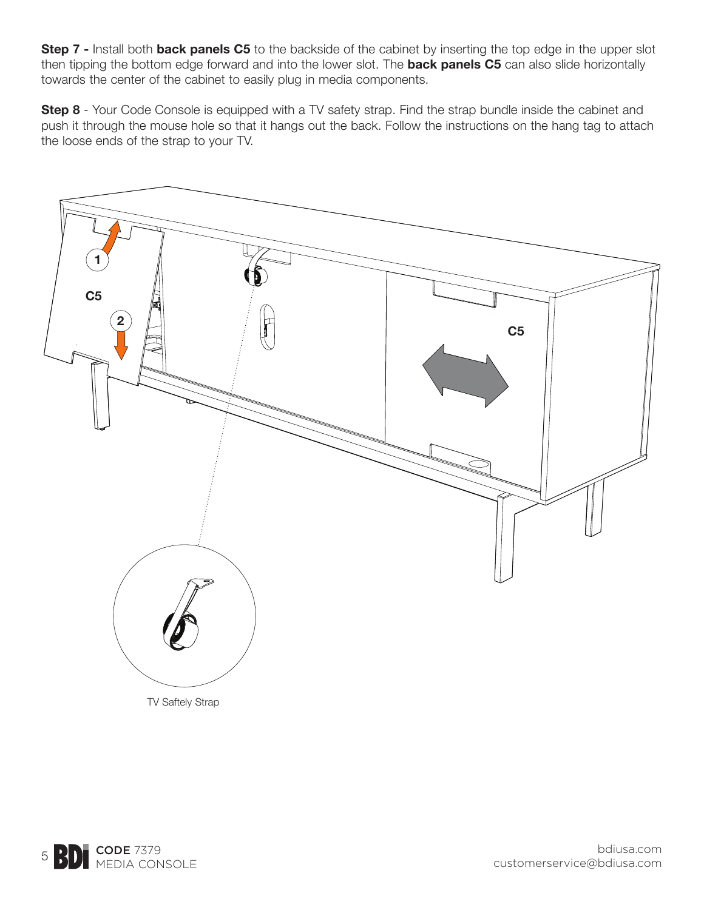**Step 7 -** Install both **back panels C5** to the backside of the cabinet by inserting the top edge in the upper slot then tipping the bottom edge forward and into the lower slot. The **back panels C5** can also slide horizontally towards the center of the cabinet to easily plug in media components.

**Step 8** - Your Code Console is equipped with a TV safety strap. Find the strap bundle inside the cabinet and push it through the mouse hole so that it hangs out the back. Follow the instructions on the hang tag to attach the loose ends of the strap to your TV.

1

C5

2

C5

TV Saftely Strap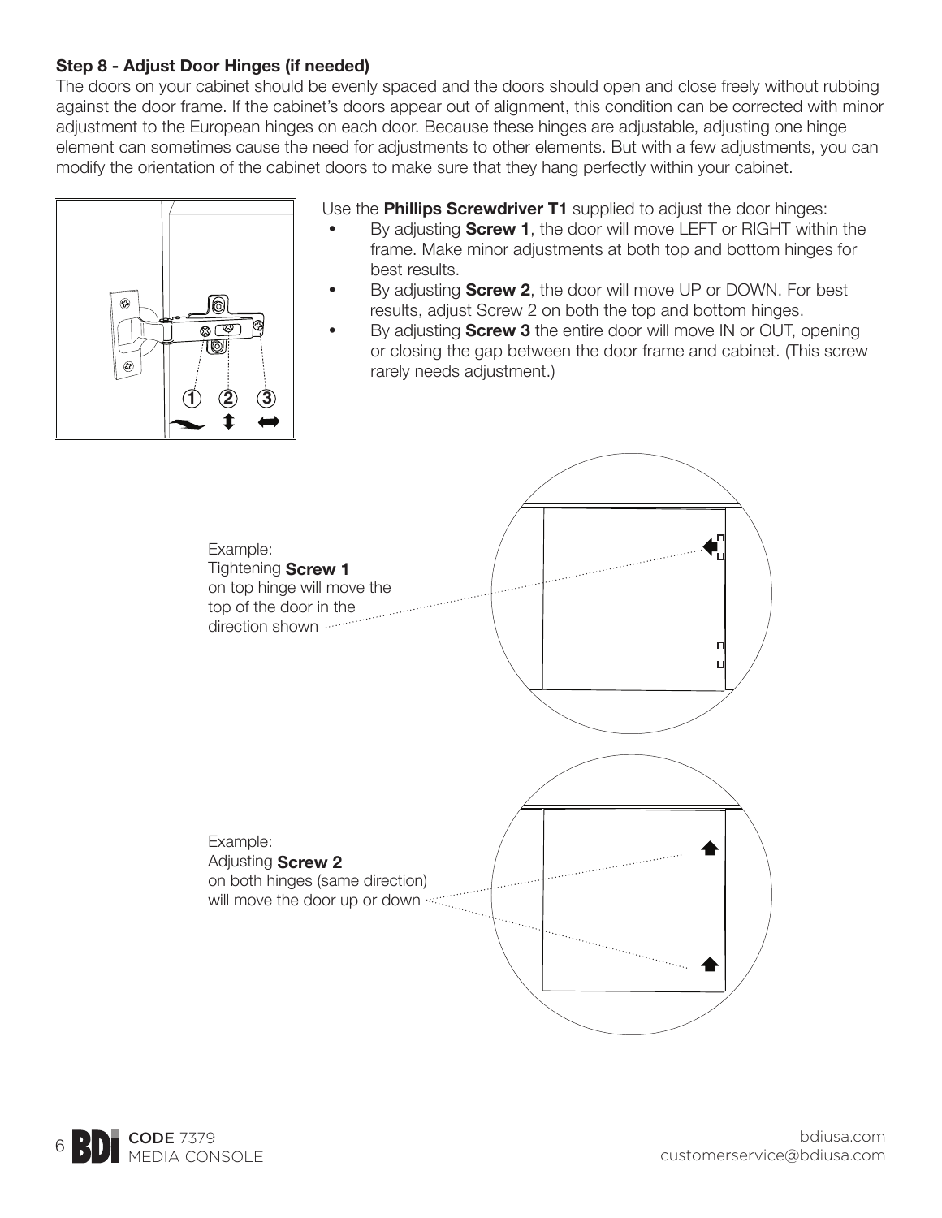**Step 8 - Adjust Door Hinges (if needed)**

The doors on your cabinet should be evenly spaced and the doors should open and close freely without rubbing against the door frame. If the cabinet's doors appear out of alignment, this condition can be corrected with minor adjustment to the European hinges on each door. Because these hinges are adjustable, adjusting one hinge element can sometimes cause the need for adjustments to other elements. But with a few adjustments, you can modify the orientation of the cabinet doors to make sure that they hang perfectly within your cabinet.

1 2 3

Use the **Phillips Screwdriver T1** supplied to adjust the door hinges:

- By adjusting **Screw 1**, the door will move LEFT or RIGHT within the frame. Make minor adjustments at both top and bottom hinges for best results.
- By adjusting **Screw 2**, the door will move UP or DOWN. For best results, adjust Screw 2 on both the top and bottom hinges.
- By adjusting **Screw 3** the entire door will move IN or OUT, opening or closing the gap between the door frame and cabinet. (This screw rarely needs adjustment.)

Example:
Tightening **Screw 1** on top hinge will move the top of the door in the direction shown

Example:
Adjusting **Screw 2** on both hinges (same direction) will move the door up or down

**CODE** 7379
MEDIA CONSOLE

bdiusa.com
customerservice@bdiusa.com